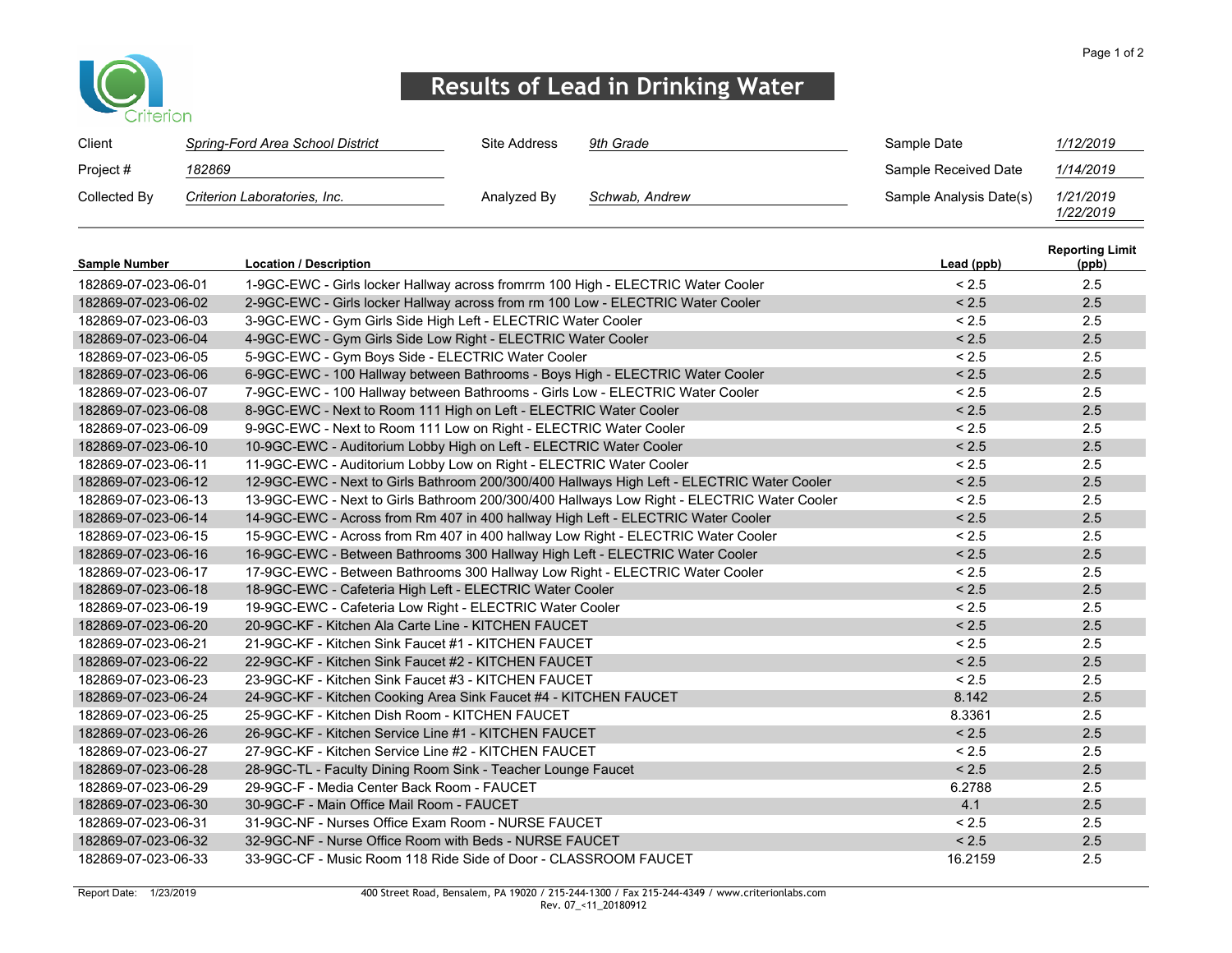Criterion

# Results of Lead in Drinking Water

| | | | | | |
|---|---|---|---|---|---|
| Client | *Spring-Ford Area School District* | Site Address | *9th Grade* | Sample Date | *1/12/2019* |
| Project # | *182869* | | | Sample Received Date | *1/14/2019* |
| Collected By | *Criterion Laboratories, Inc.* | Analyzed By | *Schwab, Andrew* | Sample Analysis Date(s) | *1/21/2019*<br>*1/22/2019* |

| Sample Number | Location / Description | Lead (ppb) | Reporting Limit (ppb) |
|---|---|---|---|
| 182869-07-023-06-01 | 1-9GC-EWC - Girls locker Hallway across fromrrm 100 High - ELECTRIC Water Cooler | < 2.5 | 2.5 |
| 182869-07-023-06-02 | 2-9GC-EWC - Girls locker Hallway across from rm 100 Low - ELECTRIC Water Cooler | < 2.5 | 2.5 |
| 182869-07-023-06-03 | 3-9GC-EWC - Gym Girls Side High Left - ELECTRIC Water Cooler | < 2.5 | 2.5 |
| 182869-07-023-06-04 | 4-9GC-EWC - Gym Girls Side Low Right - ELECTRIC Water Cooler | < 2.5 | 2.5 |
| 182869-07-023-06-05 | 5-9GC-EWC - Gym Boys Side - ELECTRIC Water Cooler | < 2.5 | 2.5 |
| 182869-07-023-06-06 | 6-9GC-EWC - 100 Hallway between Bathrooms - Boys High - ELECTRIC Water Cooler | < 2.5 | 2.5 |
| 182869-07-023-06-07 | 7-9GC-EWC - 100 Hallway between Bathrooms - Girls Low - ELECTRIC Water Cooler | < 2.5 | 2.5 |
| 182869-07-023-06-08 | 8-9GC-EWC - Next to Room 111 High on Left - ELECTRIC Water Cooler | < 2.5 | 2.5 |
| 182869-07-023-06-09 | 9-9GC-EWC - Next to Room 111 Low on Right - ELECTRIC Water Cooler | < 2.5 | 2.5 |
| 182869-07-023-06-10 | 10-9GC-EWC - Auditorium Lobby High on Left - ELECTRIC Water Cooler | < 2.5 | 2.5 |
| 182869-07-023-06-11 | 11-9GC-EWC - Auditorium Lobby Low on Right - ELECTRIC Water Cooler | < 2.5 | 2.5 |
| 182869-07-023-06-12 | 12-9GC-EWC - Next to Girls Bathroom 200/300/400 Hallways High Left - ELECTRIC Water Cooler | < 2.5 | 2.5 |
| 182869-07-023-06-13 | 13-9GC-EWC - Next to Girls Bathroom 200/300/400 Hallways Low Right - ELECTRIC Water Cooler | < 2.5 | 2.5 |
| 182869-07-023-06-14 | 14-9GC-EWC - Across from Rm 407 in 400 hallway High Left - ELECTRIC Water Cooler | < 2.5 | 2.5 |
| 182869-07-023-06-15 | 15-9GC-EWC - Across from Rm 407 in 400 hallway Low Right - ELECTRIC Water Cooler | < 2.5 | 2.5 |
| 182869-07-023-06-16 | 16-9GC-EWC - Between Bathrooms 300 Hallway High Left - ELECTRIC Water Cooler | < 2.5 | 2.5 |
| 182869-07-023-06-17 | 17-9GC-EWC - Between Bathrooms 300 Hallway Low Right - ELECTRIC Water Cooler | < 2.5 | 2.5 |
| 182869-07-023-06-18 | 18-9GC-EWC - Cafeteria High Left - ELECTRIC Water Cooler | < 2.5 | 2.5 |
| 182869-07-023-06-19 | 19-9GC-EWC - Cafeteria Low Right - ELECTRIC Water Cooler | < 2.5 | 2.5 |
| 182869-07-023-06-20 | 20-9GC-KF - Kitchen Ala Carte Line - KITCHEN FAUCET | < 2.5 | 2.5 |
| 182869-07-023-06-21 | 21-9GC-KF - Kitchen Sink Faucet #1 - KITCHEN FAUCET | < 2.5 | 2.5 |
| 182869-07-023-06-22 | 22-9GC-KF - Kitchen Sink Faucet #2 - KITCHEN FAUCET | < 2.5 | 2.5 |
| 182869-07-023-06-23 | 23-9GC-KF - Kitchen Sink Faucet #3 - KITCHEN FAUCET | < 2.5 | 2.5 |
| 182869-07-023-06-24 | 24-9GC-KF - Kitchen Cooking Area Sink Faucet #4 - KITCHEN FAUCET | 8.142 | 2.5 |
| 182869-07-023-06-25 | 25-9GC-KF - Kitchen Dish Room - KITCHEN FAUCET | 8.3361 | 2.5 |
| 182869-07-023-06-26 | 26-9GC-KF - Kitchen Service Line #1 - KITCHEN FAUCET | < 2.5 | 2.5 |
| 182869-07-023-06-27 | 27-9GC-KF - Kitchen Service Line #2 - KITCHEN FAUCET | < 2.5 | 2.5 |
| 182869-07-023-06-28 | 28-9GC-TL - Faculty Dining Room Sink - Teacher Lounge Faucet | < 2.5 | 2.5 |
| 182869-07-023-06-29 | 29-9GC-F - Media Center Back Room - FAUCET | 6.2788 | 2.5 |
| 182869-07-023-06-30 | 30-9GC-F - Main Office Mail Room - FAUCET | 4.1 | 2.5 |
| 182869-07-023-06-31 | 31-9GC-NF - Nurses Office Exam Room - NURSE FAUCET | < 2.5 | 2.5 |
| 182869-07-023-06-32 | 32-9GC-NF - Nurse Office Room with Beds - NURSE FAUCET | < 2.5 | 2.5 |
| 182869-07-023-06-33 | 33-9GC-CF - Music Room 118 Ride Side of Door - CLASSROOM FAUCET | 16.2159 | 2.5 |

Report Date: 1/23/2019

400 Street Road, Bensalem, PA 19020 / 215-244-1300 / Fax 215-244-4349 / www.criterionlabs.com
Rev. 07_<11_20180912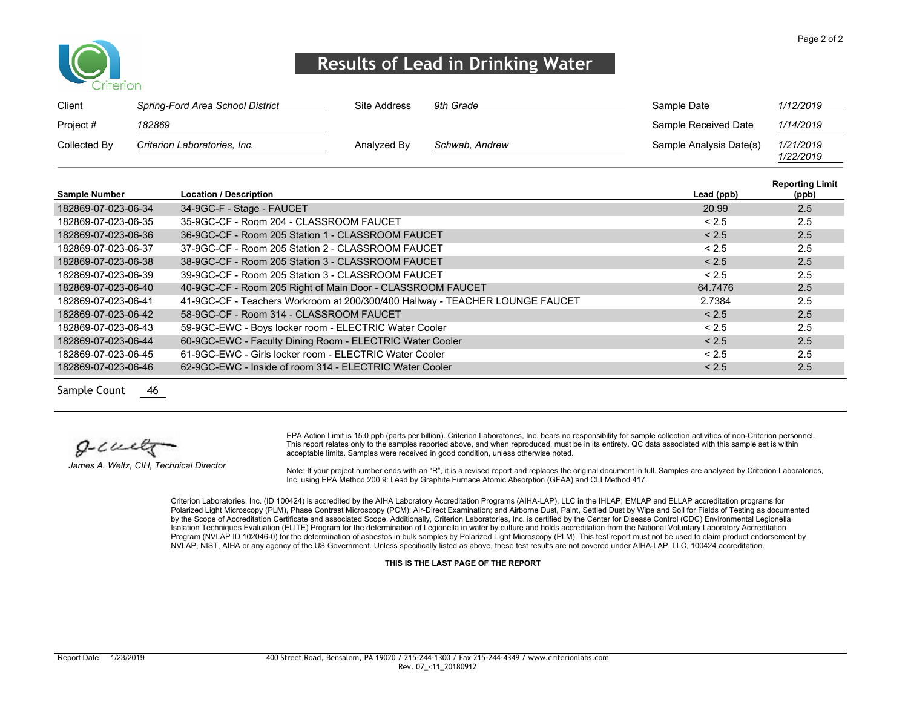Criterion

# Results of Lead in Drinking Water

| | | | | | |
|---|---|---|---|---|---|
| Client | *Spring-Ford Area School District* | Site Address | *9th Grade* | Sample Date | *1/12/2019* |
| Project # | *182869* | | | Sample Received Date | *1/14/2019* |
| Collected By | *Criterion Laboratories, Inc.* | Analyzed By | *Schwab, Andrew* | Sample Analysis Date(s) | *1/21/2019* *1/22/2019* |

| Sample Number | Location / Description | Lead (ppb) | Reporting Limit (ppb) |
|---|---|---|---|
| 182869-07-023-06-34 | 34-9GC-F - Stage - FAUCET | 20.99 | 2.5 |
| 182869-07-023-06-35 | 35-9GC-CF - Room 204 - CLASSROOM FAUCET | < 2.5 | 2.5 |
| 182869-07-023-06-36 | 36-9GC-CF - Room 205 Station 1 - CLASSROOM FAUCET | < 2.5 | 2.5 |
| 182869-07-023-06-37 | 37-9GC-CF - Room 205 Station 2 - CLASSROOM FAUCET | < 2.5 | 2.5 |
| 182869-07-023-06-38 | 38-9GC-CF - Room 205 Station 3 - CLASSROOM FAUCET | < 2.5 | 2.5 |
| 182869-07-023-06-39 | 39-9GC-CF - Room 205 Station 3 - CLASSROOM FAUCET | < 2.5 | 2.5 |
| 182869-07-023-06-40 | 40-9GC-CF - Room 205 Right of Main Door - CLASSROOM FAUCET | 64.7476 | 2.5 |
| 182869-07-023-06-41 | 41-9GC-CF - Teachers Workroom at 200/300/400 Hallway - TEACHER LOUNGE FAUCET | 2.7384 | 2.5 |
| 182869-07-023-06-42 | 58-9GC-CF - Room 314 - CLASSROOM FAUCET | < 2.5 | 2.5 |
| 182869-07-023-06-43 | 59-9GC-EWC - Boys locker room - ELECTRIC Water Cooler | < 2.5 | 2.5 |
| 182869-07-023-06-44 | 60-9GC-EWC - Faculty Dining Room - ELECTRIC Water Cooler | < 2.5 | 2.5 |
| 182869-07-023-06-45 | 61-9GC-EWC - Girls locker room - ELECTRIC Water Cooler | < 2.5 | 2.5 |
| 182869-07-023-06-46 | 62-9GC-EWC - Inside of room 314 - ELECTRIC Water Cooler | < 2.5 | 2.5 |

Sample Count 46

*James A. Weltz, CIH, Technical Director*

EPA Action Limit is 15.0 ppb (parts per billion). Criterion Laboratories, Inc. bears no responsibility for sample collection activities of non-Criterion personnel. This report relates only to the samples reported above, and when reproduced, must be in its entirety. QC data associated with this sample set is within acceptable limits. Samples were received in good condition, unless otherwise noted.

Note: If your project number ends with an "R", it is a revised report and replaces the original document in full. Samples are analyzed by Criterion Laboratories, Inc. using EPA Method 200.9: Lead by Graphite Furnace Atomic Absorption (GFAA) and CLI Method 417.

Criterion Laboratories, Inc. (ID 100424) is accredited by the AIHA Laboratory Accreditation Programs (AIHA-LAP), LLC in the IHLAP; EMLAP and ELLAP accreditation programs for Polarized Light Microscopy (PLM), Phase Contrast Microscopy (PCM); Air-Direct Examination; and Airborne Dust, Paint, Settled Dust by Wipe and Soil for Fields of Testing as documented by the Scope of Accreditation Certificate and associated Scope. Additionally, Criterion Laboratories, Inc. is certified by the Center for Disease Control (CDC) Environmental Legionella Isolation Techniques Evaluation (ELITE) Program for the determination of Legionella in water by culture and holds accreditation from the National Voluntary Laboratory Accreditation Program (NVLAP ID 102046-0) for the determination of asbestos in bulk samples by Polarized Light Microscopy (PLM). This test report must not be used to claim product endorsement by NVLAP, NIST, AIHA or any agency of the US Government. Unless specifically listed as above, these test results are not covered under AIHA-LAP, LLC, 100424 accreditation.

**THIS IS THE LAST PAGE OF THE REPORT**

Report Date: 1/23/2019

400 Street Road, Bensalem, PA 19020 / 215-244-1300 / Fax 215-244-4349 / www.criterionlabs.com
Rev. 07_<11_20180912